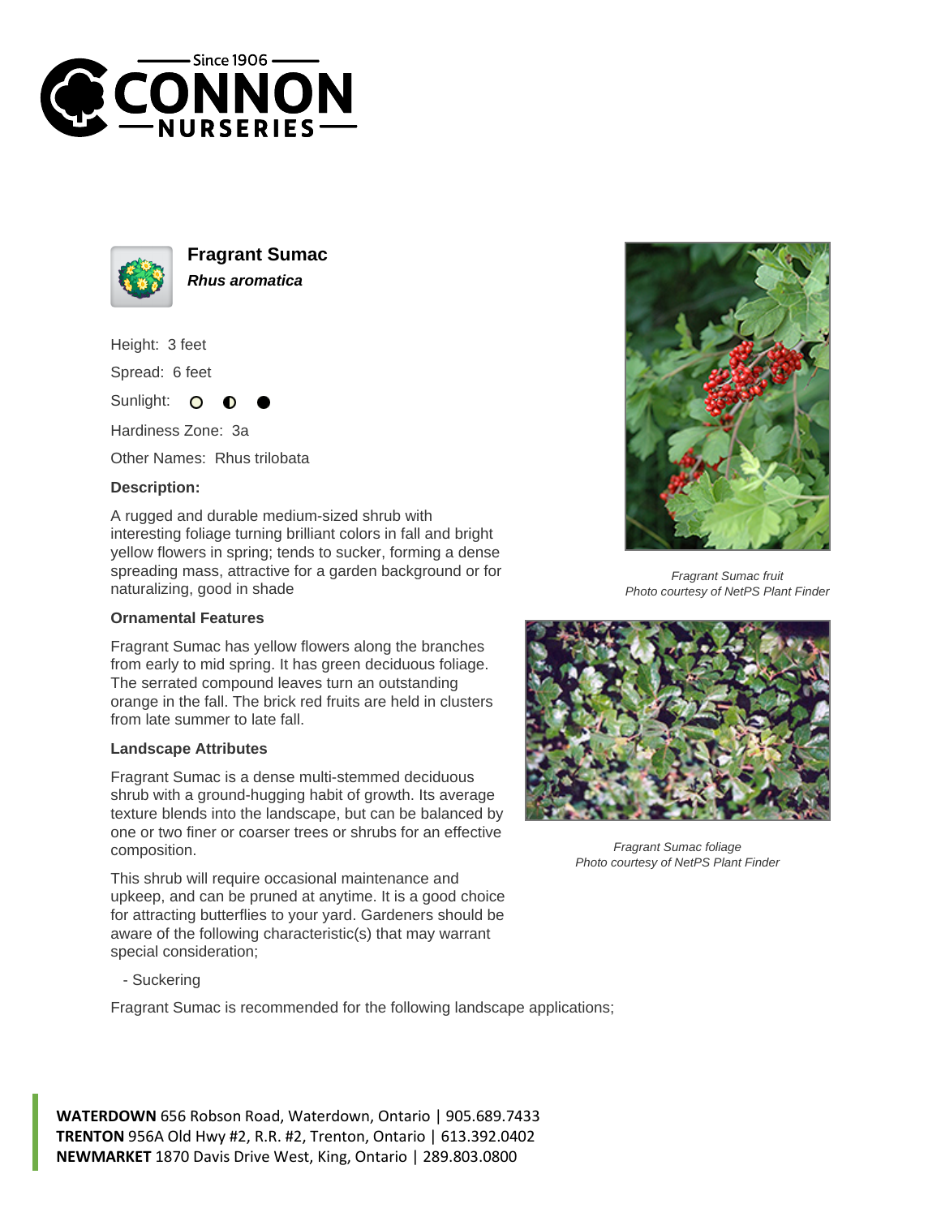# Fragrant Sumac

***Rhus aromatica***

Height: 3 feet

Spread: 6 feet

Sunlight: ○ ◐ ●

Hardiness Zone: 3a

Other Names: Rhus trilobata

**Description:**

A rugged and durable medium-sized shrub with interesting foliage turning brilliant colors in fall and bright yellow flowers in spring; tends to sucker, forming a dense spreading mass, attractive for a garden background or for naturalizing, good in shade

### Ornamental Features

Fragrant Sumac has yellow flowers along the branches from early to mid spring. It has green deciduous foliage. The serrated compound leaves turn an outstanding orange in the fall. The brick red fruits are held in clusters from late summer to late fall.

### Landscape Attributes

Fragrant Sumac is a dense multi-stemmed deciduous shrub with a ground-hugging habit of growth. Its average texture blends into the landscape, but can be balanced by one or two finer or coarser trees or shrubs for an effective composition.

This shrub will require occasional maintenance and upkeep, and can be pruned at anytime. It is a good choice for attracting butterflies to your yard. Gardeners should be aware of the following characteristic(s) that may warrant special consideration;

- Suckering

Fragrant Sumac is recommended for the following landscape applications;

*Fragrant Sumac fruit*
*Photo courtesy of NetPS Plant Finder*

*Fragrant Sumac foliage*
*Photo courtesy of NetPS Plant Finder*

**WATERDOWN** 656 Robson Road, Waterdown, Ontario | 905.689.7433
**TRENTON** 956A Old Hwy #2, R.R. #2, Trenton, Ontario | 613.392.0402
**NEWMARKET** 1870 Davis Drive West, King, Ontario | 289.803.0800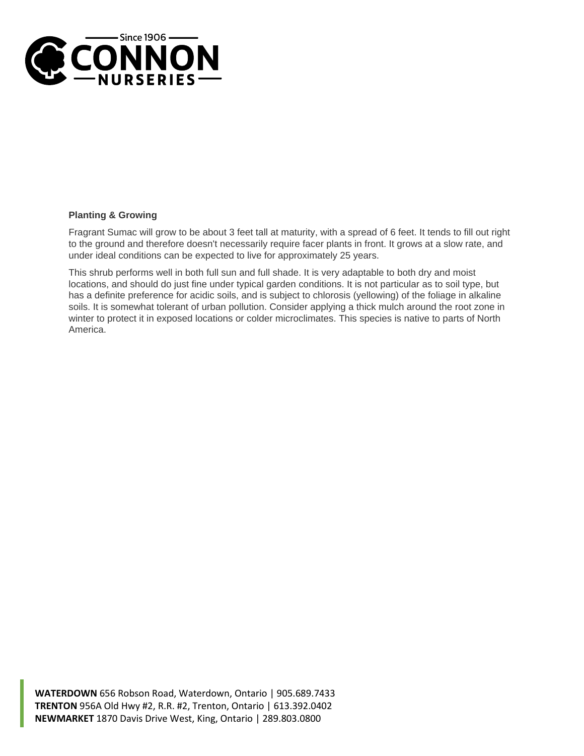### Planting & Growing

Fragrant Sumac will grow to be about 3 feet tall at maturity, with a spread of 6 feet. It tends to fill out right to the ground and therefore doesn't necessarily require facer plants in front. It grows at a slow rate, and under ideal conditions can be expected to live for approximately 25 years.

This shrub performs well in both full sun and full shade. It is very adaptable to both dry and moist locations, and should do just fine under typical garden conditions. It is not particular as to soil type, but has a definite preference for acidic soils, and is subject to chlorosis (yellowing) of the foliage in alkaline soils. It is somewhat tolerant of urban pollution. Consider applying a thick mulch around the root zone in winter to protect it in exposed locations or colder microclimates. This species is native to parts of North America.